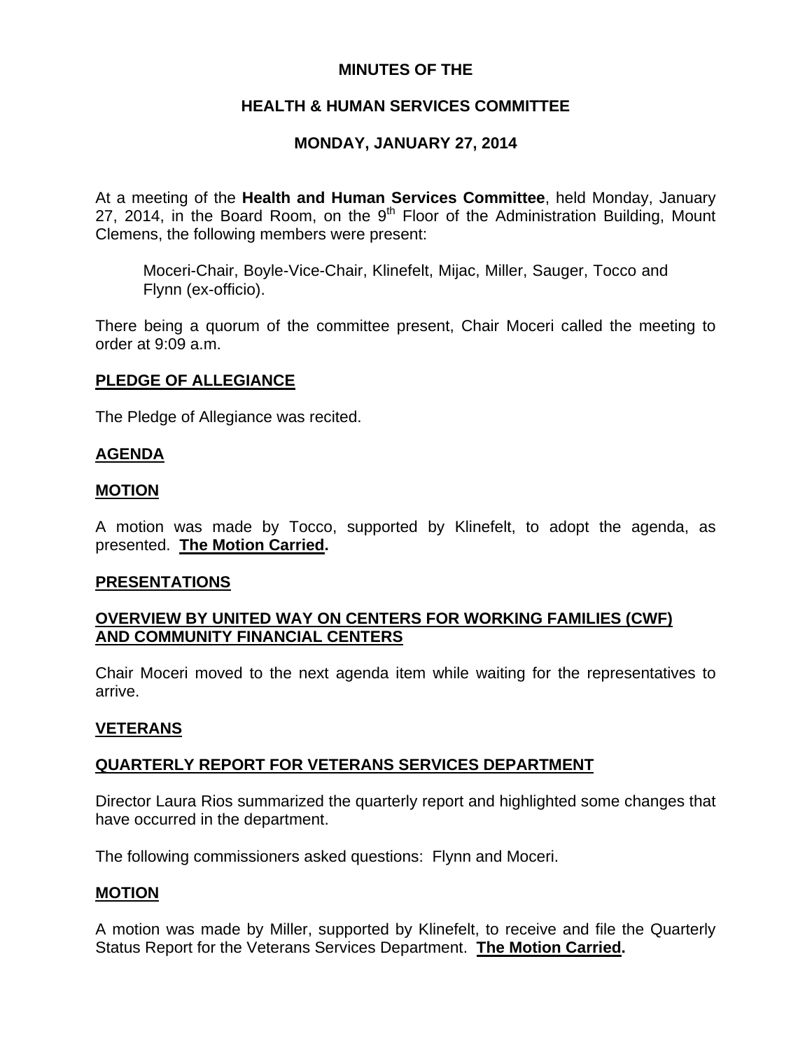**MINUTES OF THE**

**HEALTH & HUMAN SERVICES COMMITTEE**

**MONDAY, JANUARY 27, 2014**

At a meeting of the **Health and Human Services Committee**, held Monday, January 27, 2014, in the Board Room, on the 9th Floor of the Administration Building, Mount Clemens, the following members were present:

> Moceri-Chair, Boyle-Vice-Chair, Klinefelt, Mijac, Miller, Sauger, Tocco and Flynn (ex-officio).

There being a quorum of the committee present, Chair Moceri called the meeting to order at 9:09 a.m.

**PLEDGE OF ALLEGIANCE**

The Pledge of Allegiance was recited.

**AGENDA**

**MOTION**

A motion was made by Tocco, supported by Klinefelt, to adopt the agenda, as presented. **The Motion Carried.**

**PRESENTATIONS**

**OVERVIEW BY UNITED WAY ON CENTERS FOR WORKING FAMILIES (CWF) AND COMMUNITY FINANCIAL CENTERS**

Chair Moceri moved to the next agenda item while waiting for the representatives to arrive.

**VETERANS**

**QUARTERLY REPORT FOR VETERANS SERVICES DEPARTMENT**

Director Laura Rios summarized the quarterly report and highlighted some changes that have occurred in the department.

The following commissioners asked questions: Flynn and Moceri.

**MOTION**

A motion was made by Miller, supported by Klinefelt, to receive and file the Quarterly Status Report for the Veterans Services Department. **The Motion Carried.**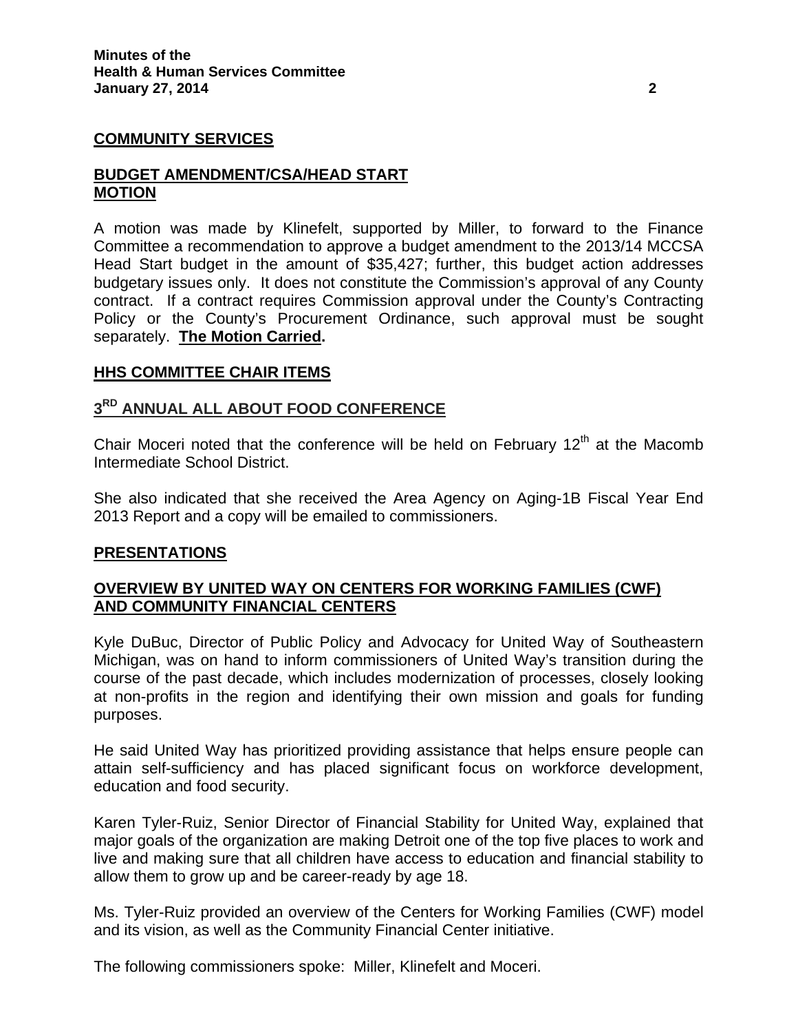## COMMUNITY SERVICES

### BUDGET AMENDMENT/CSA/HEAD START MOTION

A motion was made by Klinefelt, supported by Miller, to forward to the Finance Committee a recommendation to approve a budget amendment to the 2013/14 MCCSA Head Start budget in the amount of $35,427; further, this budget action addresses budgetary issues only. It does not constitute the Commission's approval of any County contract. If a contract requires Commission approval under the County's Contracting Policy or the County's Procurement Ordinance, such approval must be sought separately. **The Motion Carried.**

## HHS COMMITTEE CHAIR ITEMS

### 3RD ANNUAL ALL ABOUT FOOD CONFERENCE

Chair Moceri noted that the conference will be held on February 12th at the Macomb Intermediate School District.

She also indicated that she received the Area Agency on Aging-1B Fiscal Year End 2013 Report and a copy will be emailed to commissioners.

## PRESENTATIONS

### OVERVIEW BY UNITED WAY ON CENTERS FOR WORKING FAMILIES (CWF) AND COMMUNITY FINANCIAL CENTERS

Kyle DuBuc, Director of Public Policy and Advocacy for United Way of Southeastern Michigan, was on hand to inform commissioners of United Way's transition during the course of the past decade, which includes modernization of processes, closely looking at non-profits in the region and identifying their own mission and goals for funding purposes.

He said United Way has prioritized providing assistance that helps ensure people can attain self-sufficiency and has placed significant focus on workforce development, education and food security.

Karen Tyler-Ruiz, Senior Director of Financial Stability for United Way, explained that major goals of the organization are making Detroit one of the top five places to work and live and making sure that all children have access to education and financial stability to allow them to grow up and be career-ready by age 18.

Ms. Tyler-Ruiz provided an overview of the Centers for Working Families (CWF) model and its vision, as well as the Community Financial Center initiative.

The following commissioners spoke: Miller, Klinefelt and Moceri.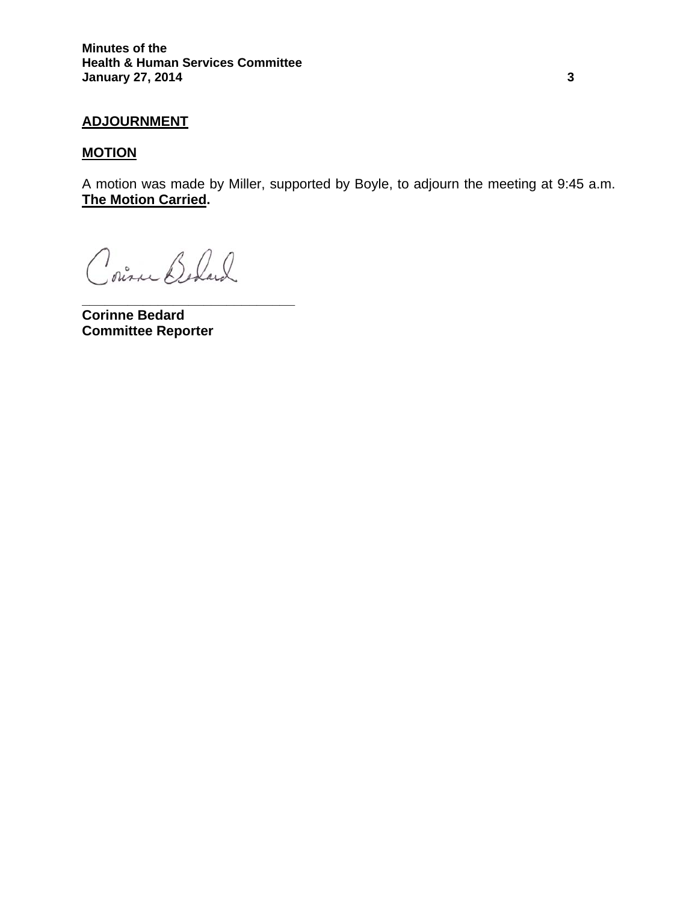## ADJOURNMENT

### MOTION

A motion was made by Miller, supported by Boyle, to adjourn the meeting at 9:45 a.m. **The Motion Carried.**

\_\_\_\_\_\_\_\_\_\_\_\_\_\_\_\_\_\_\_\_\_\_\_\_\_\_\_\_\_\_

**Corinne Bedard**
**Committee Reporter**